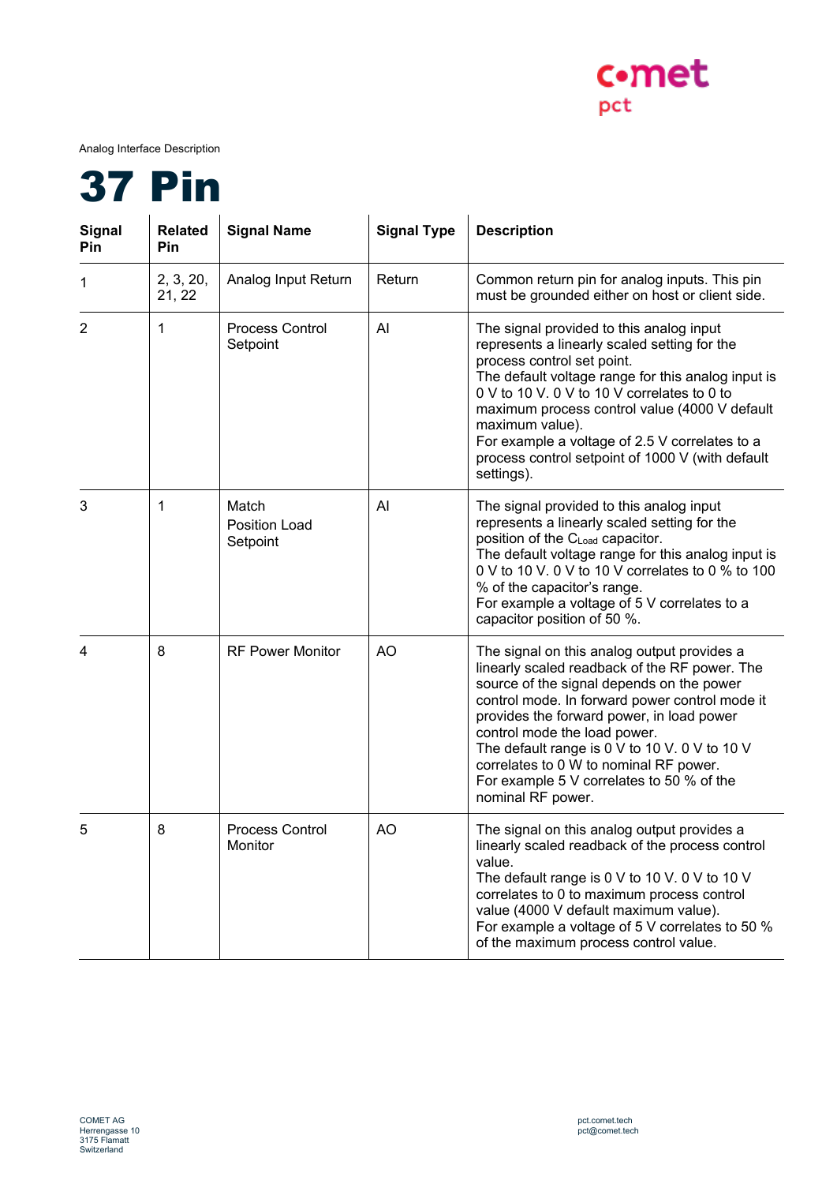Analog Interface Description

# 37 Pin

| Signal Pin | Related Pin | Signal Name | Signal Type | Description |
|---|---|---|---|---|
| 1 | 2, 3, 20, 21, 22 | Analog Input Return | Return | Common return pin for analog inputs. This pin must be grounded either on host or client side. |
| 2 | 1 | Process Control Setpoint | AI | The signal provided to this analog input represents a linearly scaled setting for the process control set point.<br>The default voltage range for this analog input is 0 V to 10 V. 0 V to 10 V correlates to 0 to maximum process control value (4000 V default maximum value).<br>For example a voltage of 2.5 V correlates to a process control setpoint of 1000 V (with default settings). |
| 3 | 1 | Match Position Load Setpoint | AI | The signal provided to this analog input represents a linearly scaled setting for the position of the $C_{Load}$ capacitor.<br>The default voltage range for this analog input is 0 V to 10 V. 0 V to 10 V correlates to 0 % to 100 % of the capacitor's range.<br>For example a voltage of 5 V correlates to a capacitor position of 50 %. |
| 4 | 8 | RF Power Monitor | AO | The signal on this analog output provides a linearly scaled readback of the RF power. The source of the signal depends on the power control mode. In forward power control mode it provides the forward power, in load power control mode the load power.<br>The default range is 0 V to 10 V. 0 V to 10 V correlates to 0 W to nominal RF power.<br>For example 5 V correlates to 50 % of the nominal RF power. |
| 5 | 8 | Process Control Monitor | AO | The signal on this analog output provides a linearly scaled readback of the process control value.<br>The default range is 0 V to 10 V. 0 V to 10 V correlates to 0 to maximum process control value (4000 V default maximum value).<br>For example a voltage of 5 V correlates to 50 % of the maximum process control value. |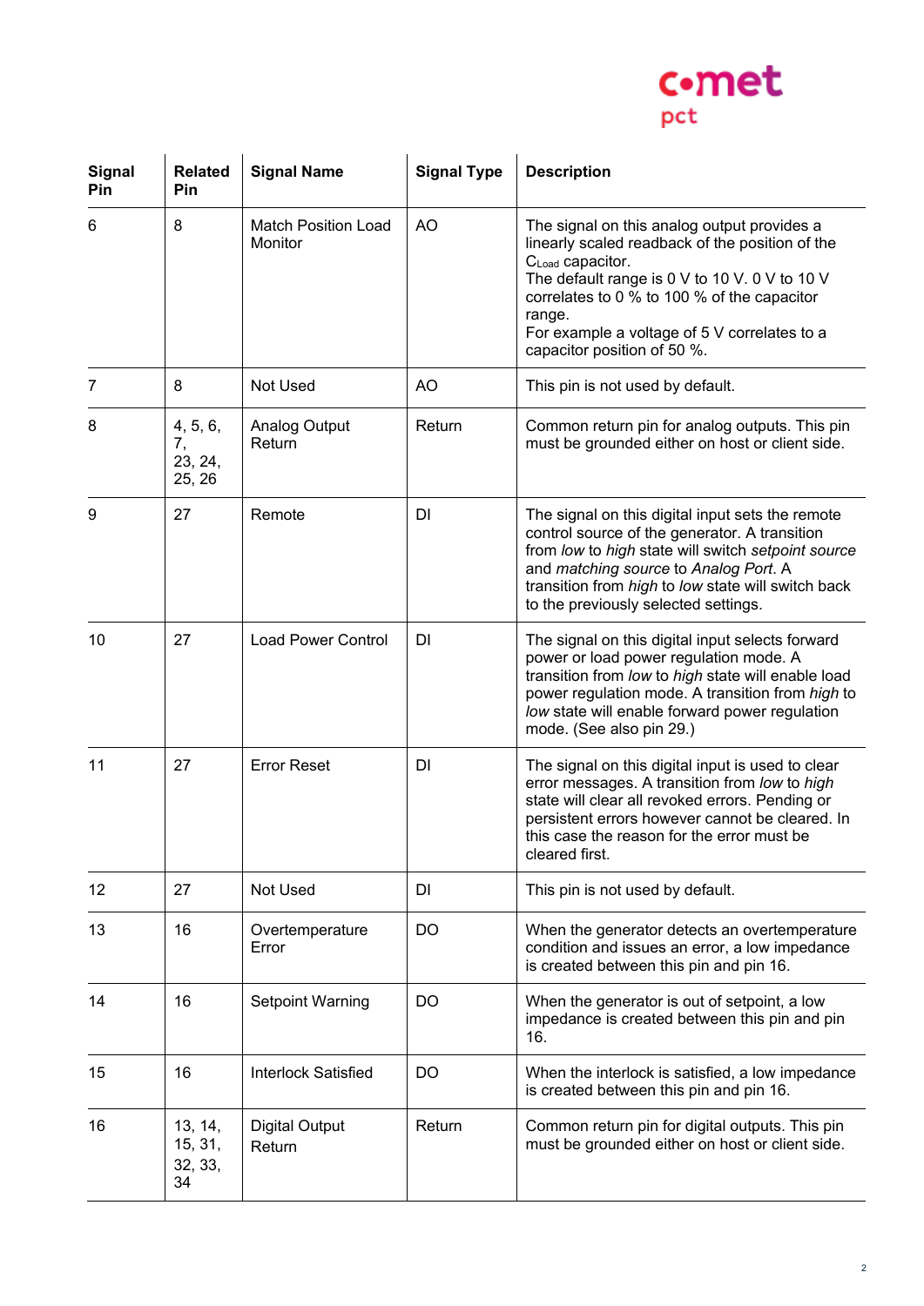| Signal Pin | Related Pin | Signal Name | Signal Type | Description |
|---|---|---|---|---|
| 6 | 8 | Match Position Load Monitor | AO | The signal on this analog output provides a linearly scaled readback of the position of the $C_{Load}$ capacitor. The default range is 0 V to 10 V. 0 V to 10 V correlates to 0 % to 100 % of the capacitor range. For example a voltage of 5 V correlates to a capacitor position of 50 %. |
| 7 | 8 | Not Used | AO | This pin is not used by default. |
| 8 | 4, 5, 6, 7, 23, 24, 25, 26 | Analog Output Return | Return | Common return pin for analog outputs. This pin must be grounded either on host or client side. |
| 9 | 27 | Remote | DI | The signal on this digital input sets the remote control source of the generator. A transition from *low* to *high* state will switch *setpoint source* and *matching source* to *Analog Port*. A transition from *high* to *low* state will switch back to the previously selected settings. |
| 10 | 27 | Load Power Control | DI | The signal on this digital input selects forward power or load power regulation mode. A transition from *low* to *high* state will enable load power regulation mode. A transition from *high* to *low* state will enable forward power regulation mode. (See also pin 29.) |
| 11 | 27 | Error Reset | DI | The signal on this digital input is used to clear error messages. A transition from *low* to *high* state will clear all revoked errors. Pending or persistent errors however cannot be cleared. In this case the reason for the error must be cleared first. |
| 12 | 27 | Not Used | DI | This pin is not used by default. |
| 13 | 16 | Overtemperature Error | DO | When the generator detects an overtemperature condition and issues an error, a low impedance is created between this pin and pin 16. |
| 14 | 16 | Setpoint Warning | DO | When the generator is out of setpoint, a low impedance is created between this pin and pin 16. |
| 15 | 16 | Interlock Satisfied | DO | When the interlock is satisfied, a low impedance is created between this pin and pin 16. |
| 16 | 13, 14, 15, 31, 32, 33, 34 | Digital Output Return | Return | Common return pin for digital outputs. This pin must be grounded either on host or client side. |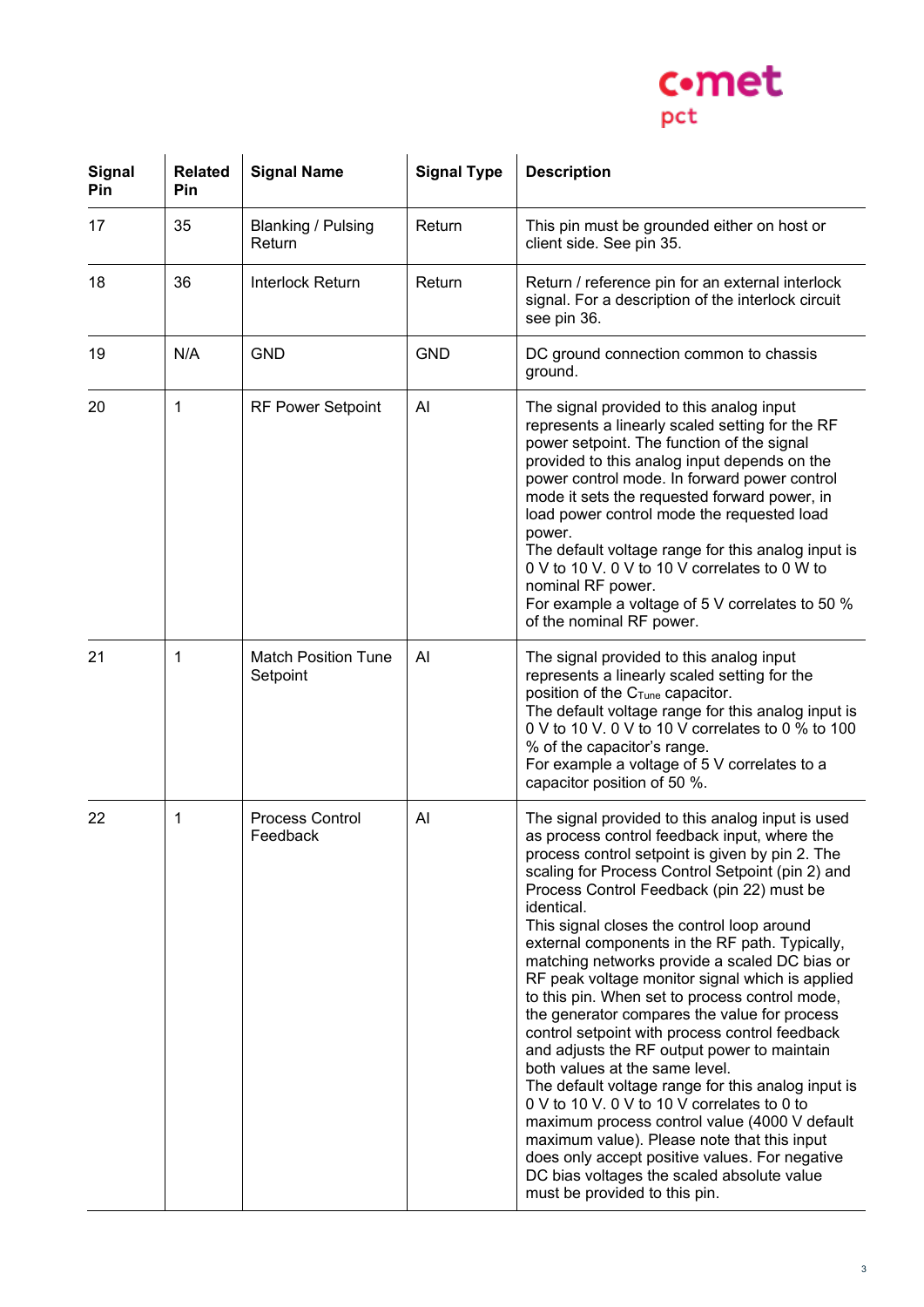| Signal Pin | Related Pin | Signal Name | Signal Type | Description |
|---|---|---|---|---|
| 17 | 35 | Blanking / Pulsing Return | Return | This pin must be grounded either on host or client side. See pin 35. |
| 18 | 36 | Interlock Return | Return | Return / reference pin for an external interlock signal. For a description of the interlock circuit see pin 36. |
| 19 | N/A | GND | GND | DC ground connection common to chassis ground. |
| 20 | 1 | RF Power Setpoint | AI | The signal provided to this analog input represents a linearly scaled setting for the RF power setpoint. The function of the signal provided to this analog input depends on the power control mode. In forward power control mode it sets the requested forward power, in load power control mode the requested load power.<br>The default voltage range for this analog input is 0 V to 10 V. 0 V to 10 V correlates to 0 W to nominal RF power.<br>For example a voltage of 5 V correlates to 50 % of the nominal RF power. |
| 21 | 1 | Match Position Tune Setpoint | AI | The signal provided to this analog input represents a linearly scaled setting for the position of the $C_{Tune}$ capacitor.<br>The default voltage range for this analog input is 0 V to 10 V. 0 V to 10 V correlates to 0 % to 100 % of the capacitor's range.<br>For example a voltage of 5 V correlates to a capacitor position of 50 %. |
| 22 | 1 | Process Control Feedback | AI | The signal provided to this analog input is used as process control feedback input, where the process control setpoint is given by pin 2. The scaling for Process Control Setpoint (pin 2) and Process Control Feedback (pin 22) must be identical.<br>This signal closes the control loop around external components in the RF path. Typically, matching networks provide a scaled DC bias or RF peak voltage monitor signal which is applied to this pin. When set to process control mode, the generator compares the value for process control setpoint with process control feedback and adjusts the RF output power to maintain both values at the same level.<br>The default voltage range for this analog input is 0 V to 10 V. 0 V to 10 V correlates to 0 to maximum process control value (4000 V default maximum value). Please note that this input does only accept positive values. For negative DC bias voltages the scaled absolute value must be provided to this pin. |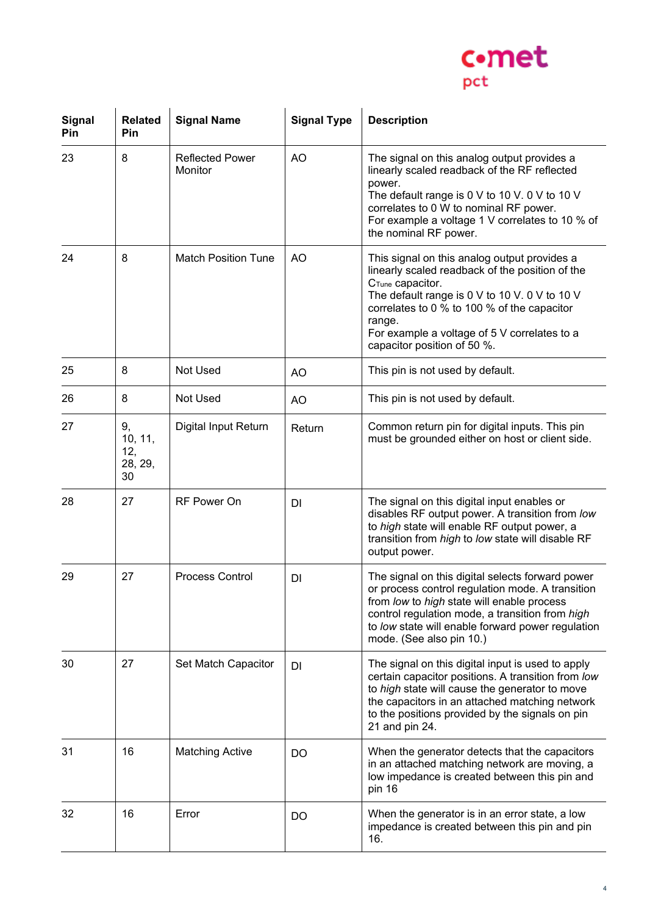| Signal Pin | Related Pin | Signal Name | Signal Type | Description |
|---|---|---|---|---|
| 23 | 8 | Reflected Power Monitor | AO | The signal on this analog output provides a linearly scaled readback of the RF reflected power.<br>The default range is 0 V to 10 V. 0 V to 10 V correlates to 0 W to nominal RF power.<br>For example a voltage 1 V correlates to 10 % of the nominal RF power. |
| 24 | 8 | Match Position Tune | AO | This signal on this analog output provides a linearly scaled readback of the position of the $C_{Tune}$ capacitor.<br>The default range is 0 V to 10 V. 0 V to 10 V correlates to 0 % to 100 % of the capacitor range.<br>For example a voltage of 5 V correlates to a capacitor position of 50 %. |
| 25 | 8 | Not Used | AO | This pin is not used by default. |
| 26 | 8 | Not Used | AO | This pin is not used by default. |
| 27 | 9, 10, 11, 12, 28, 29, 30 | Digital Input Return | Return | Common return pin for digital inputs. This pin must be grounded either on host or client side. |
| 28 | 27 | RF Power On | DI | The signal on this digital input enables or disables RF output power. A transition from *low* to *high* state will enable RF output power, a transition from *high* to *low* state will disable RF output power. |
| 29 | 27 | Process Control | DI | The signal on this digital selects forward power or process control regulation mode. A transition from *low* to *high* state will enable process control regulation mode, a transition from *high* to *low* state will enable forward power regulation mode. (See also pin 10.) |
| 30 | 27 | Set Match Capacitor | DI | The signal on this digital input is used to apply certain capacitor positions. A transition from *low* to *high* state will cause the generator to move the capacitors in an attached matching network to the positions provided by the signals on pin 21 and pin 24. |
| 31 | 16 | Matching Active | DO | When the generator detects that the capacitors in an attached matching network are moving, a low impedance is created between this pin and pin 16 |
| 32 | 16 | Error | DO | When the generator is in an error state, a low impedance is created between this pin and pin 16. |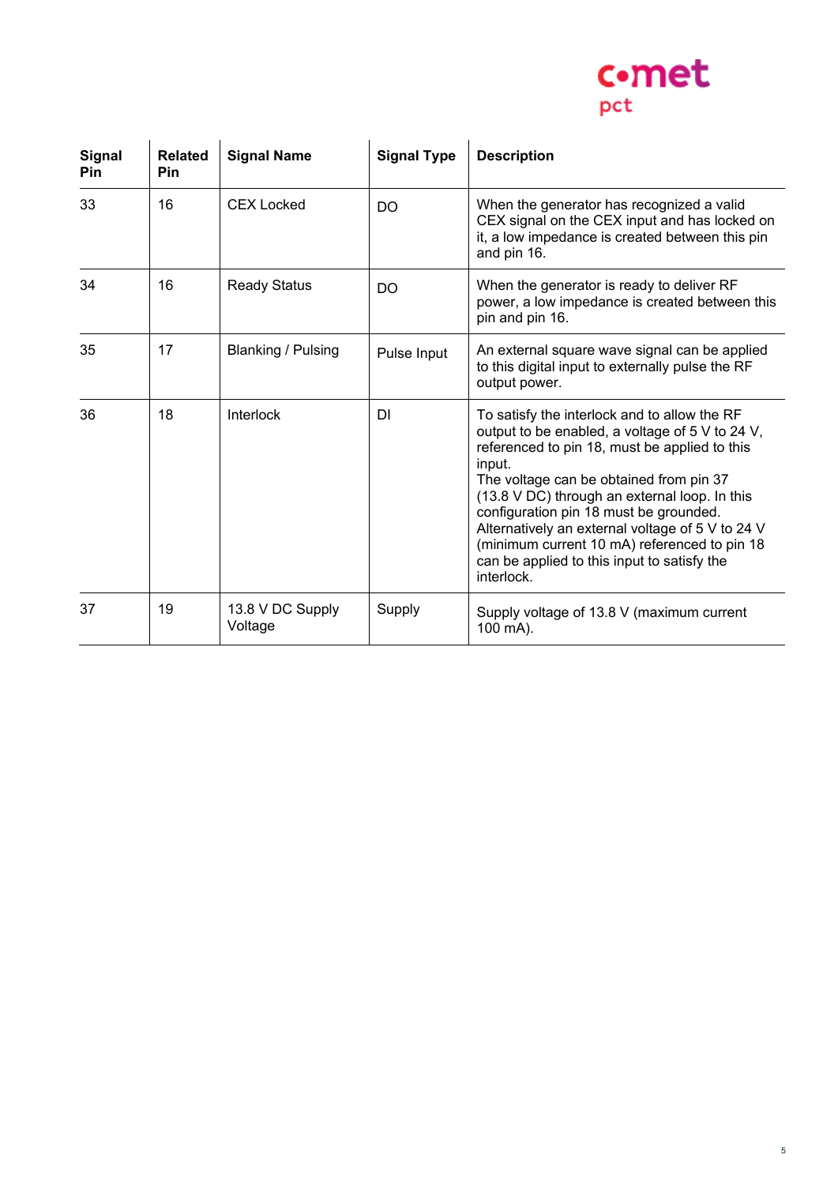| Signal Pin | Related Pin | Signal Name | Signal Type | Description |
|---|---|---|---|---|
| 33 | 16 | CEX Locked | DO | When the generator has recognized a valid CEX signal on the CEX input and has locked on it, a low impedance is created between this pin and pin 16. |
| 34 | 16 | Ready Status | DO | When the generator is ready to deliver RF power, a low impedance is created between this pin and pin 16. |
| 35 | 17 | Blanking / Pulsing | Pulse Input | An external square wave signal can be applied to this digital input to externally pulse the RF output power. |
| 36 | 18 | Interlock | DI | To satisfy the interlock and to allow the RF output to be enabled, a voltage of 5 V to 24 V, referenced to pin 18, must be applied to this input.<br>The voltage can be obtained from pin 37 (13.8 V DC) through an external loop. In this configuration pin 18 must be grounded.<br>Alternatively an external voltage of 5 V to 24 V (minimum current 10 mA) referenced to pin 18 can be applied to this input to satisfy the interlock. |
| 37 | 19 | 13.8 V DC Supply Voltage | Supply | Supply voltage of 13.8 V (maximum current 100 mA). |